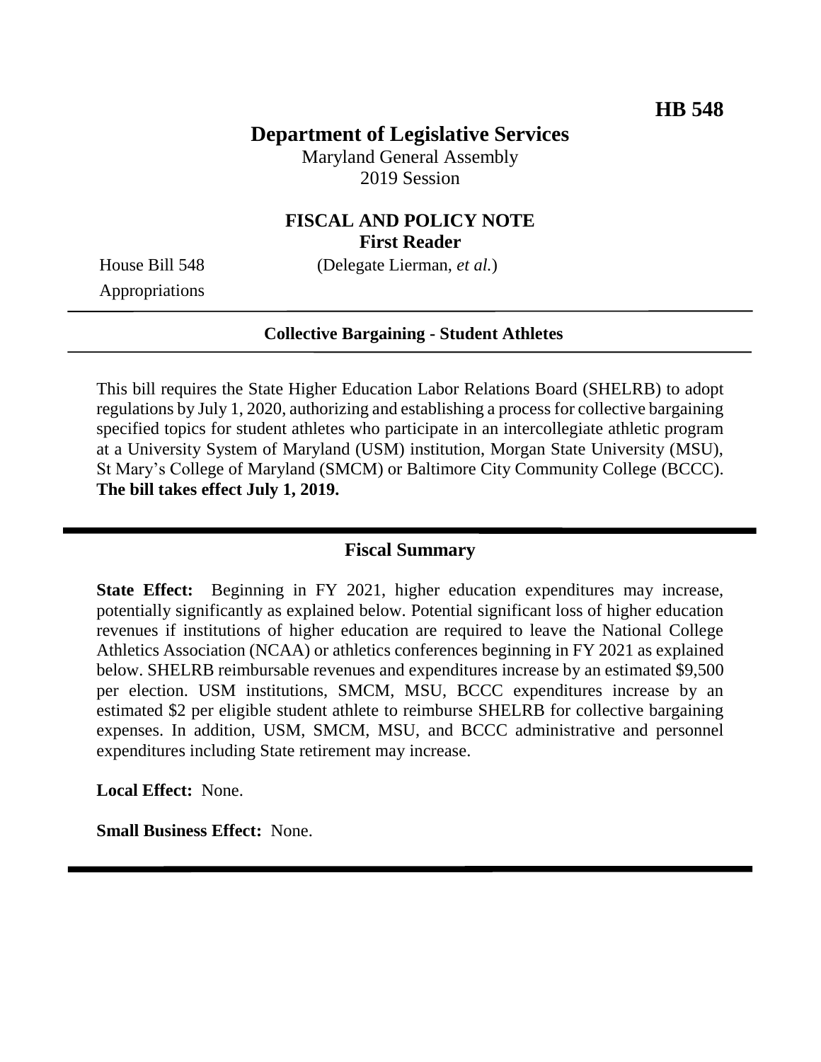**HB 548**

# Department of Legislative Services

Maryland General Assembly
2019 Session

## FISCAL AND POLICY NOTE
**First Reader**

House Bill 548 (Delegate Lierman, *et al.*)
Appropriations

---

**Collective Bargaining - Student Athletes**

---

This bill requires the State Higher Education Labor Relations Board (SHELRB) to adopt regulations by July 1, 2020, authorizing and establishing a process for collective bargaining specified topics for student athletes who participate in an intercollegiate athletic program at a University System of Maryland (USM) institution, Morgan State University (MSU), St Mary's College of Maryland (SMCM) or Baltimore City Community College (BCCC). **The bill takes effect July 1, 2019.**

---

## Fiscal Summary

**State Effect:** Beginning in FY 2021, higher education expenditures may increase, potentially significantly as explained below. Potential significant loss of higher education revenues if institutions of higher education are required to leave the National College Athletics Association (NCAA) or athletics conferences beginning in FY 2021 as explained below. SHELRB reimbursable revenues and expenditures increase by an estimated $9,500 per election. USM institutions, SMCM, MSU, BCCC expenditures increase by an estimated $2 per eligible student athlete to reimburse SHELRB for collective bargaining expenses. In addition, USM, SMCM, MSU, and BCCC administrative and personnel expenditures including State retirement may increase.

**Local Effect:** None.

**Small Business Effect:** None.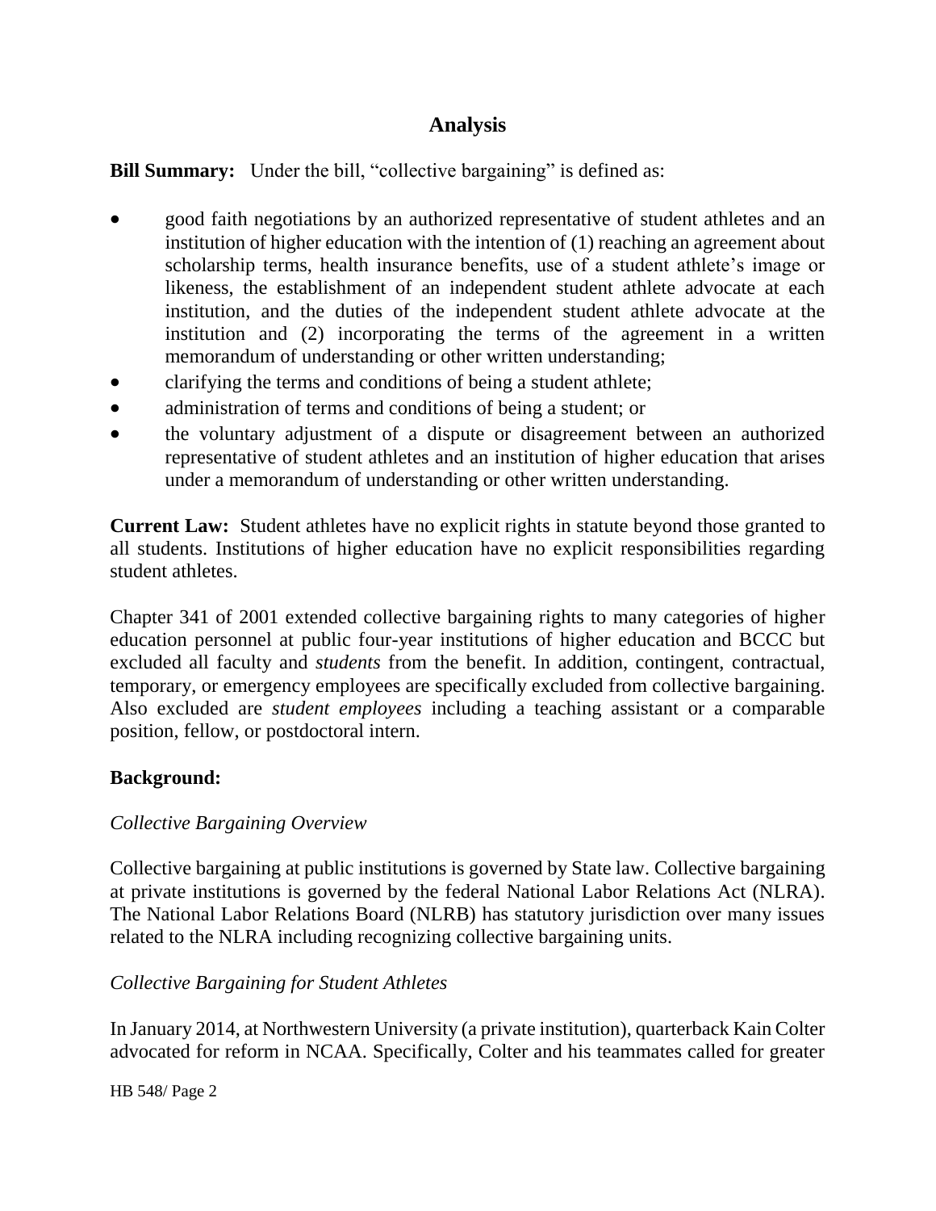## Analysis

**Bill Summary:** Under the bill, "collective bargaining" is defined as:

- good faith negotiations by an authorized representative of student athletes and an institution of higher education with the intention of (1) reaching an agreement about scholarship terms, health insurance benefits, use of a student athlete's image or likeness, the establishment of an independent student athlete advocate at each institution, and the duties of the independent student athlete advocate at the institution and (2) incorporating the terms of the agreement in a written memorandum of understanding or other written understanding;
- clarifying the terms and conditions of being a student athlete;
- administration of terms and conditions of being a student; or
- the voluntary adjustment of a dispute or disagreement between an authorized representative of student athletes and an institution of higher education that arises under a memorandum of understanding or other written understanding.

**Current Law:** Student athletes have no explicit rights in statute beyond those granted to all students. Institutions of higher education have no explicit responsibilities regarding student athletes.

Chapter 341 of 2001 extended collective bargaining rights to many categories of higher education personnel at public four-year institutions of higher education and BCCC but excluded all faculty and *students* from the benefit. In addition, contingent, contractual, temporary, or emergency employees are specifically excluded from collective bargaining. Also excluded are *student employees* including a teaching assistant or a comparable position, fellow, or postdoctoral intern.

**Background:**

*Collective Bargaining Overview*

Collective bargaining at public institutions is governed by State law. Collective bargaining at private institutions is governed by the federal National Labor Relations Act (NLRA). The National Labor Relations Board (NLRB) has statutory jurisdiction over many issues related to the NLRA including recognizing collective bargaining units.

*Collective Bargaining for Student Athletes*

In January 2014, at Northwestern University (a private institution), quarterback Kain Colter advocated for reform in NCAA. Specifically, Colter and his teammates called for greater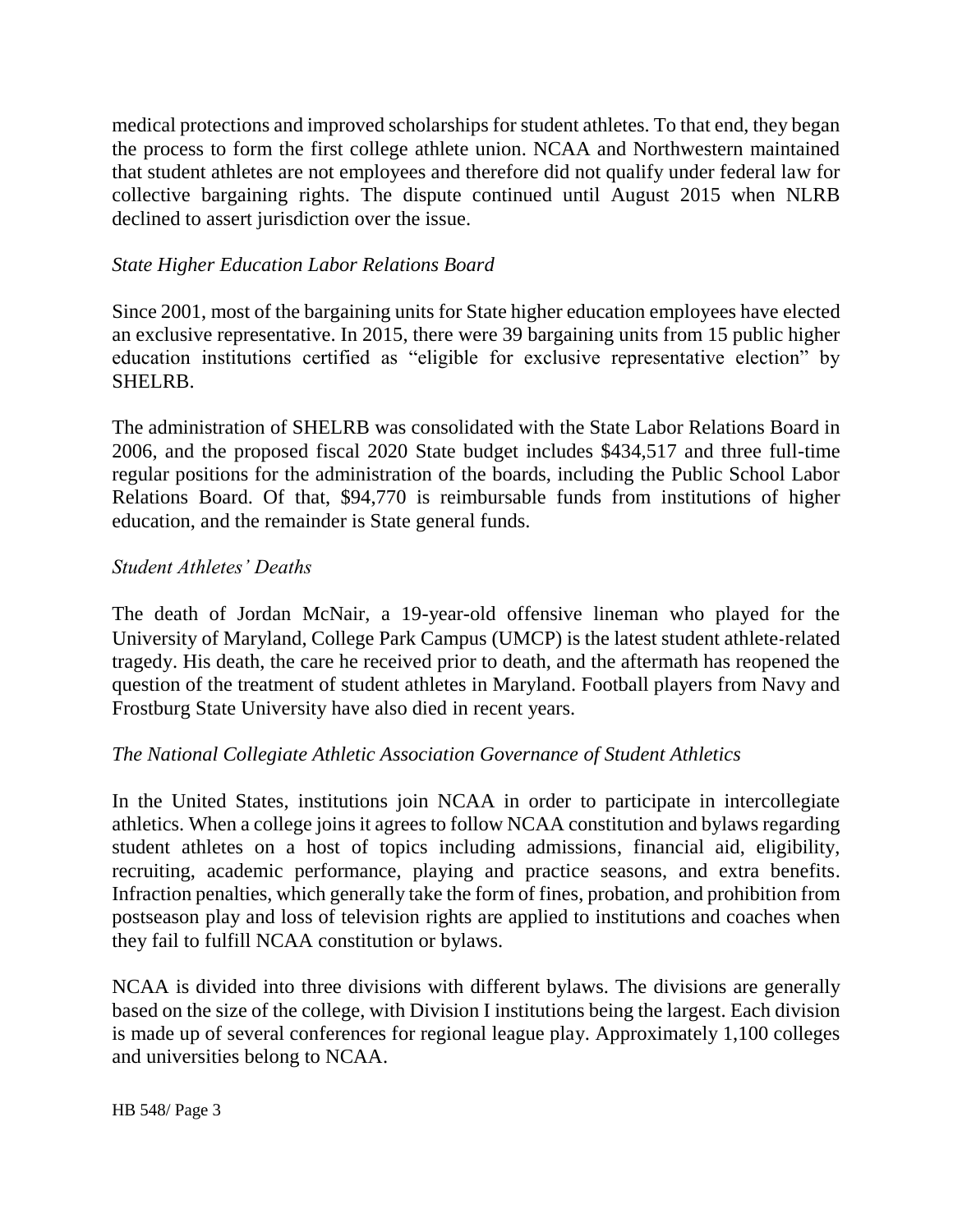medical protections and improved scholarships for student athletes. To that end, they began the process to form the first college athlete union. NCAA and Northwestern maintained that student athletes are not employees and therefore did not qualify under federal law for collective bargaining rights. The dispute continued until August 2015 when NLRB declined to assert jurisdiction over the issue.

*State Higher Education Labor Relations Board*

Since 2001, most of the bargaining units for State higher education employees have elected an exclusive representative. In 2015, there were 39 bargaining units from 15 public higher education institutions certified as "eligible for exclusive representative election" by SHELRB.

The administration of SHELRB was consolidated with the State Labor Relations Board in 2006, and the proposed fiscal 2020 State budget includes $434,517 and three full-time regular positions for the administration of the boards, including the Public School Labor Relations Board. Of that, $94,770 is reimbursable funds from institutions of higher education, and the remainder is State general funds.

*Student Athletes' Deaths*

The death of Jordan McNair, a 19-year-old offensive lineman who played for the University of Maryland, College Park Campus (UMCP) is the latest student athlete-related tragedy. His death, the care he received prior to death, and the aftermath has reopened the question of the treatment of student athletes in Maryland. Football players from Navy and Frostburg State University have also died in recent years.

*The National Collegiate Athletic Association Governance of Student Athletics*

In the United States, institutions join NCAA in order to participate in intercollegiate athletics. When a college joins it agrees to follow NCAA constitution and bylaws regarding student athletes on a host of topics including admissions, financial aid, eligibility, recruiting, academic performance, playing and practice seasons, and extra benefits. Infraction penalties, which generally take the form of fines, probation, and prohibition from postseason play and loss of television rights are applied to institutions and coaches when they fail to fulfill NCAA constitution or bylaws.

NCAA is divided into three divisions with different bylaws. The divisions are generally based on the size of the college, with Division I institutions being the largest. Each division is made up of several conferences for regional league play. Approximately 1,100 colleges and universities belong to NCAA.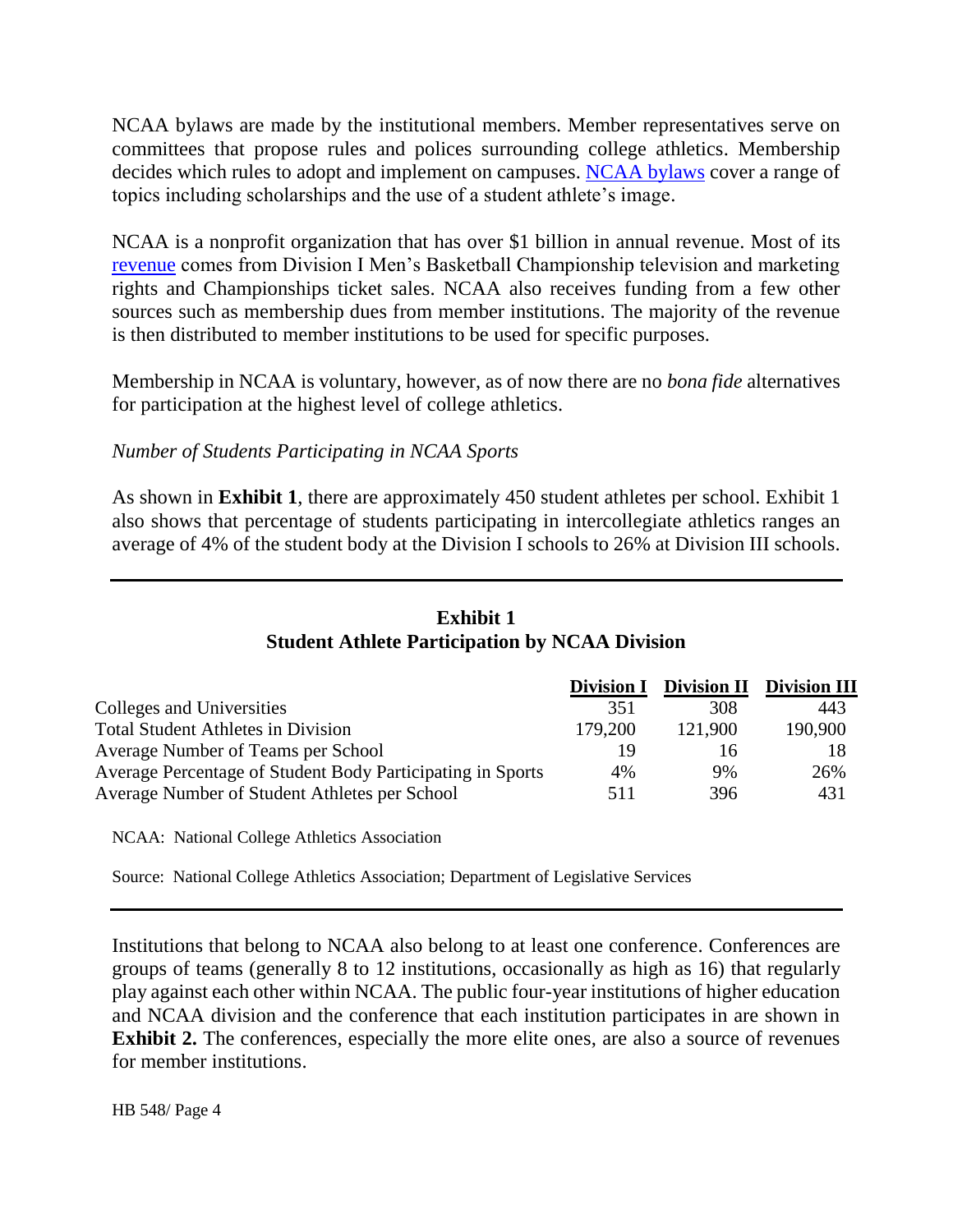NCAA bylaws are made by the institutional members. Member representatives serve on committees that propose rules and polices surrounding college athletics. Membership decides which rules to adopt and implement on campuses. NCAA bylaws cover a range of topics including scholarships and the use of a student athlete's image.

NCAA is a nonprofit organization that has over $1 billion in annual revenue. Most of its revenue comes from Division I Men's Basketball Championship television and marketing rights and Championships ticket sales. NCAA also receives funding from a few other sources such as membership dues from member institutions. The majority of the revenue is then distributed to member institutions to be used for specific purposes.

Membership in NCAA is voluntary, however, as of now there are no *bona fide* alternatives for participation at the highest level of college athletics.

*Number of Students Participating in NCAA Sports*

As shown in **Exhibit 1**, there are approximately 450 student athletes per school. Exhibit 1 also shows that percentage of students participating in intercollegiate athletics ranges an average of 4% of the student body at the Division I schools to 26% at Division III schools.

**Exhibit 1**
**Student Athlete Participation by NCAA Division**

| | Division I | Division II | Division III |
|---|---|---|---|
| Colleges and Universities | 351 | 308 | 443 |
| Total Student Athletes in Division | 179,200 | 121,900 | 190,900 |
| Average Number of Teams per School | 19 | 16 | 18 |
| Average Percentage of Student Body Participating in Sports | 4% | 9% | 26% |
| Average Number of Student Athletes per School | 511 | 396 | 431 |

NCAA: National College Athletics Association

Source: National College Athletics Association; Department of Legislative Services

Institutions that belong to NCAA also belong to at least one conference. Conferences are groups of teams (generally 8 to 12 institutions, occasionally as high as 16) that regularly play against each other within NCAA. The public four-year institutions of higher education and NCAA division and the conference that each institution participates in are shown in **Exhibit 2.** The conferences, especially the more elite ones, are also a source of revenues for member institutions.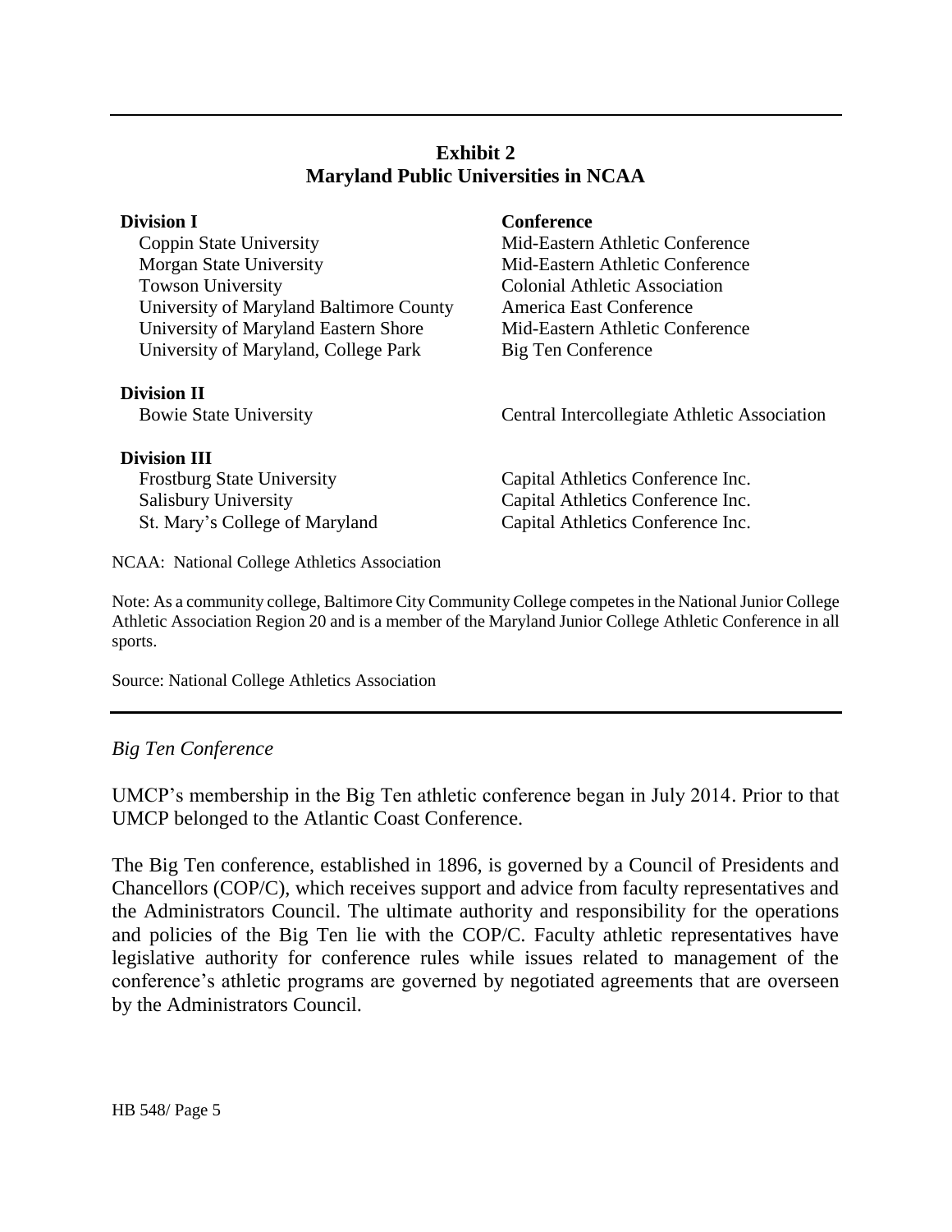**Exhibit 2**
**Maryland Public Universities in NCAA**

| **Division I** | **Conference** |
|---|---|
| Coppin State University | Mid-Eastern Athletic Conference |
| Morgan State University | Mid-Eastern Athletic Conference |
| Towson University | Colonial Athletic Association |
| University of Maryland Baltimore County | America East Conference |
| University of Maryland Eastern Shore | Mid-Eastern Athletic Conference |
| University of Maryland, College Park | Big Ten Conference |
| **Division II** | |
| Bowie State University | Central Intercollegiate Athletic Association |
| **Division III** | |
| Frostburg State University | Capital Athletics Conference Inc. |
| Salisbury University | Capital Athletics Conference Inc. |
| St. Mary's College of Maryland | Capital Athletics Conference Inc. |

NCAA: National College Athletics Association

Note: As a community college, Baltimore City Community College competes in the National Junior College Athletic Association Region 20 and is a member of the Maryland Junior College Athletic Conference in all sports.

Source: National College Athletics Association

*Big Ten Conference*

UMCP's membership in the Big Ten athletic conference began in July 2014. Prior to that UMCP belonged to the Atlantic Coast Conference.

The Big Ten conference, established in 1896, is governed by a Council of Presidents and Chancellors (COP/C), which receives support and advice from faculty representatives and the Administrators Council. The ultimate authority and responsibility for the operations and policies of the Big Ten lie with the COP/C. Faculty athletic representatives have legislative authority for conference rules while issues related to management of the conference's athletic programs are governed by negotiated agreements that are overseen by the Administrators Council.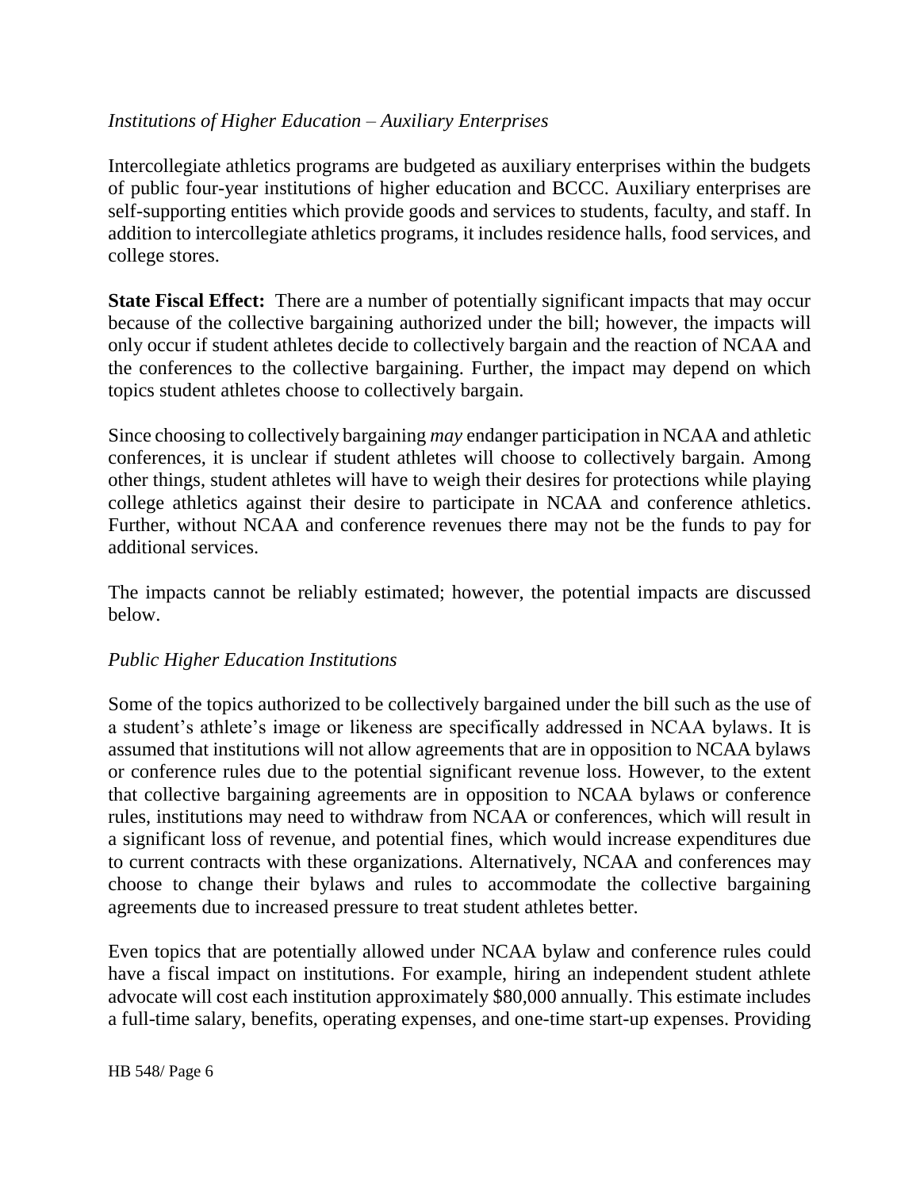*Institutions of Higher Education – Auxiliary Enterprises*

Intercollegiate athletics programs are budgeted as auxiliary enterprises within the budgets of public four-year institutions of higher education and BCCC. Auxiliary enterprises are self-supporting entities which provide goods and services to students, faculty, and staff. In addition to intercollegiate athletics programs, it includes residence halls, food services, and college stores.

**State Fiscal Effect:** There are a number of potentially significant impacts that may occur because of the collective bargaining authorized under the bill; however, the impacts will only occur if student athletes decide to collectively bargain and the reaction of NCAA and the conferences to the collective bargaining. Further, the impact may depend on which topics student athletes choose to collectively bargain.

Since choosing to collectively bargaining *may* endanger participation in NCAA and athletic conferences, it is unclear if student athletes will choose to collectively bargain. Among other things, student athletes will have to weigh their desires for protections while playing college athletics against their desire to participate in NCAA and conference athletics. Further, without NCAA and conference revenues there may not be the funds to pay for additional services.

The impacts cannot be reliably estimated; however, the potential impacts are discussed below.

*Public Higher Education Institutions*

Some of the topics authorized to be collectively bargained under the bill such as the use of a student's athlete's image or likeness are specifically addressed in NCAA bylaws. It is assumed that institutions will not allow agreements that are in opposition to NCAA bylaws or conference rules due to the potential significant revenue loss. However, to the extent that collective bargaining agreements are in opposition to NCAA bylaws or conference rules, institutions may need to withdraw from NCAA or conferences, which will result in a significant loss of revenue, and potential fines, which would increase expenditures due to current contracts with these organizations. Alternatively, NCAA and conferences may choose to change their bylaws and rules to accommodate the collective bargaining agreements due to increased pressure to treat student athletes better.

Even topics that are potentially allowed under NCAA bylaw and conference rules could have a fiscal impact on institutions. For example, hiring an independent student athlete advocate will cost each institution approximately $80,000 annually. This estimate includes a full-time salary, benefits, operating expenses, and one-time start-up expenses. Providing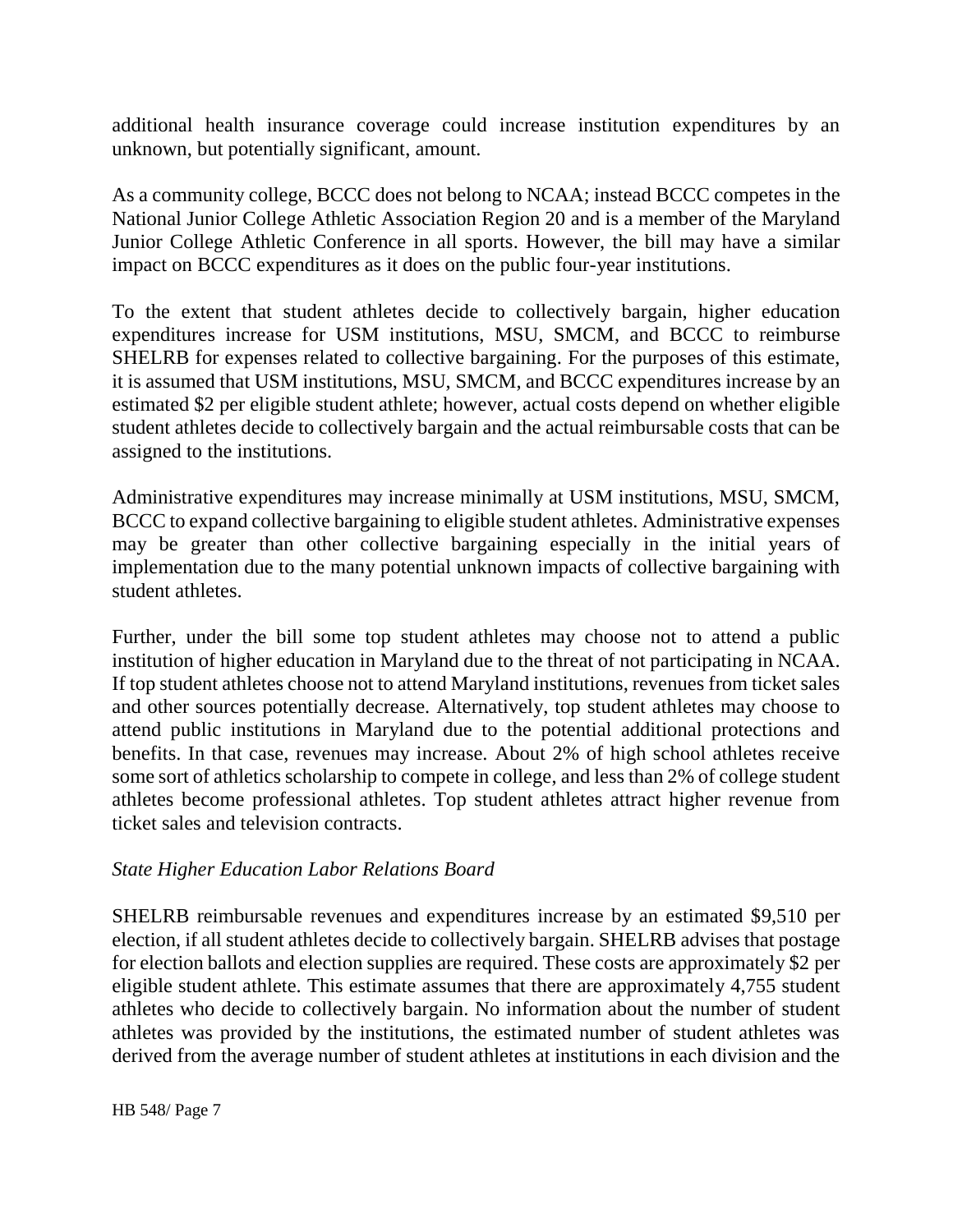additional health insurance coverage could increase institution expenditures by an unknown, but potentially significant, amount.

As a community college, BCCC does not belong to NCAA; instead BCCC competes in the National Junior College Athletic Association Region 20 and is a member of the Maryland Junior College Athletic Conference in all sports. However, the bill may have a similar impact on BCCC expenditures as it does on the public four-year institutions.

To the extent that student athletes decide to collectively bargain, higher education expenditures increase for USM institutions, MSU, SMCM, and BCCC to reimburse SHELRB for expenses related to collective bargaining. For the purposes of this estimate, it is assumed that USM institutions, MSU, SMCM, and BCCC expenditures increase by an estimated $2 per eligible student athlete; however, actual costs depend on whether eligible student athletes decide to collectively bargain and the actual reimbursable costs that can be assigned to the institutions.

Administrative expenditures may increase minimally at USM institutions, MSU, SMCM, BCCC to expand collective bargaining to eligible student athletes. Administrative expenses may be greater than other collective bargaining especially in the initial years of implementation due to the many potential unknown impacts of collective bargaining with student athletes.

Further, under the bill some top student athletes may choose not to attend a public institution of higher education in Maryland due to the threat of not participating in NCAA. If top student athletes choose not to attend Maryland institutions, revenues from ticket sales and other sources potentially decrease. Alternatively, top student athletes may choose to attend public institutions in Maryland due to the potential additional protections and benefits. In that case, revenues may increase. About 2% of high school athletes receive some sort of athletics scholarship to compete in college, and less than 2% of college student athletes become professional athletes. Top student athletes attract higher revenue from ticket sales and television contracts.

*State Higher Education Labor Relations Board*

SHELRB reimbursable revenues and expenditures increase by an estimated $9,510 per election, if all student athletes decide to collectively bargain. SHELRB advises that postage for election ballots and election supplies are required. These costs are approximately $2 per eligible student athlete. This estimate assumes that there are approximately 4,755 student athletes who decide to collectively bargain. No information about the number of student athletes was provided by the institutions, the estimated number of student athletes was derived from the average number of student athletes at institutions in each division and the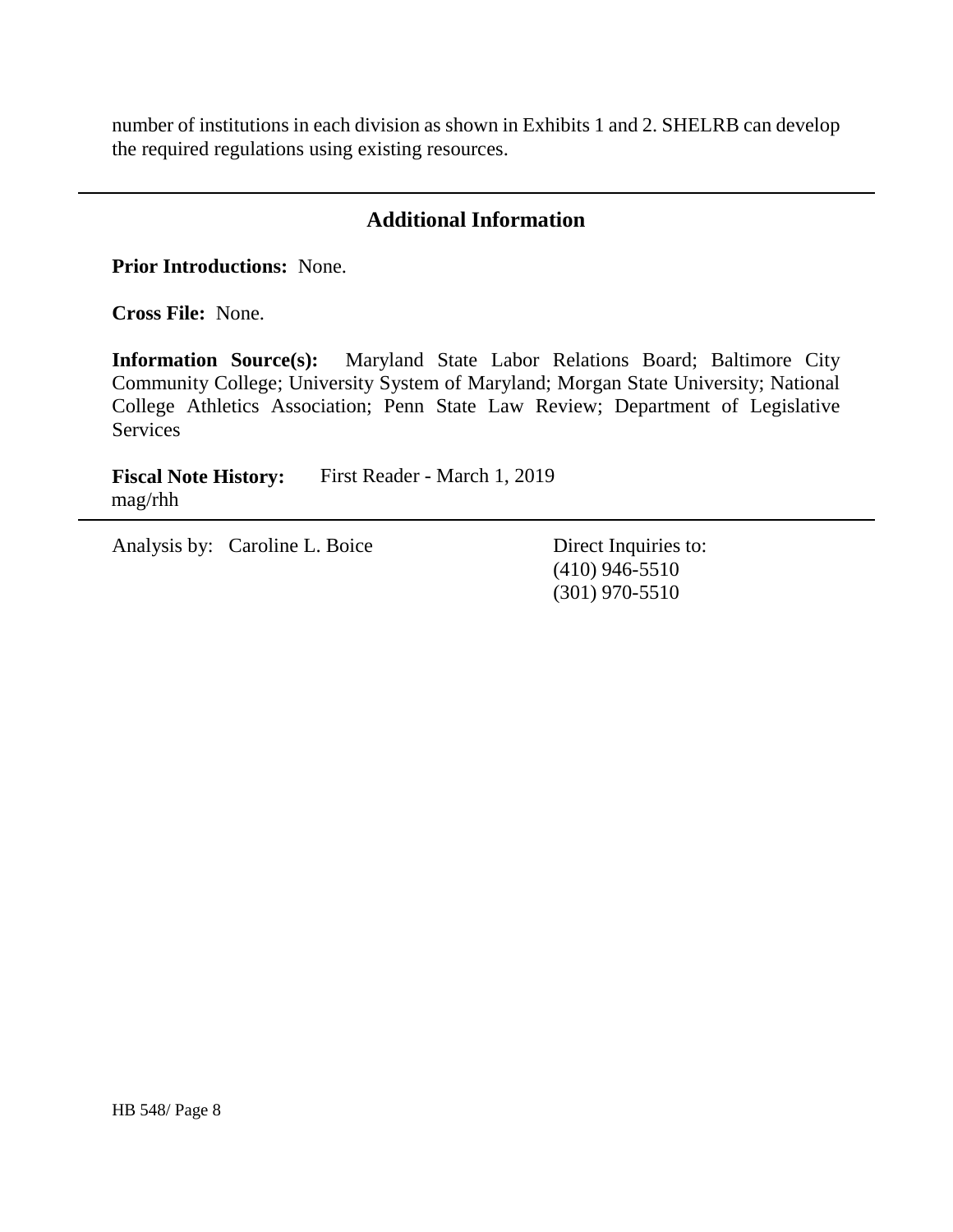number of institutions in each division as shown in Exhibits 1 and 2. SHELRB can develop the required regulations using existing resources.

---

## Additional Information

**Prior Introductions:** None.

**Cross File:** None.

**Information Source(s):** Maryland State Labor Relations Board; Baltimore City Community College; University System of Maryland; Morgan State University; National College Athletics Association; Penn State Law Review; Department of Legislative Services

**Fiscal Note History:** First Reader - March 1, 2019
mag/rhh

---

Analysis by: Caroline L. Boice

Direct Inquiries to:
(410) 946-5510
(301) 970-5510